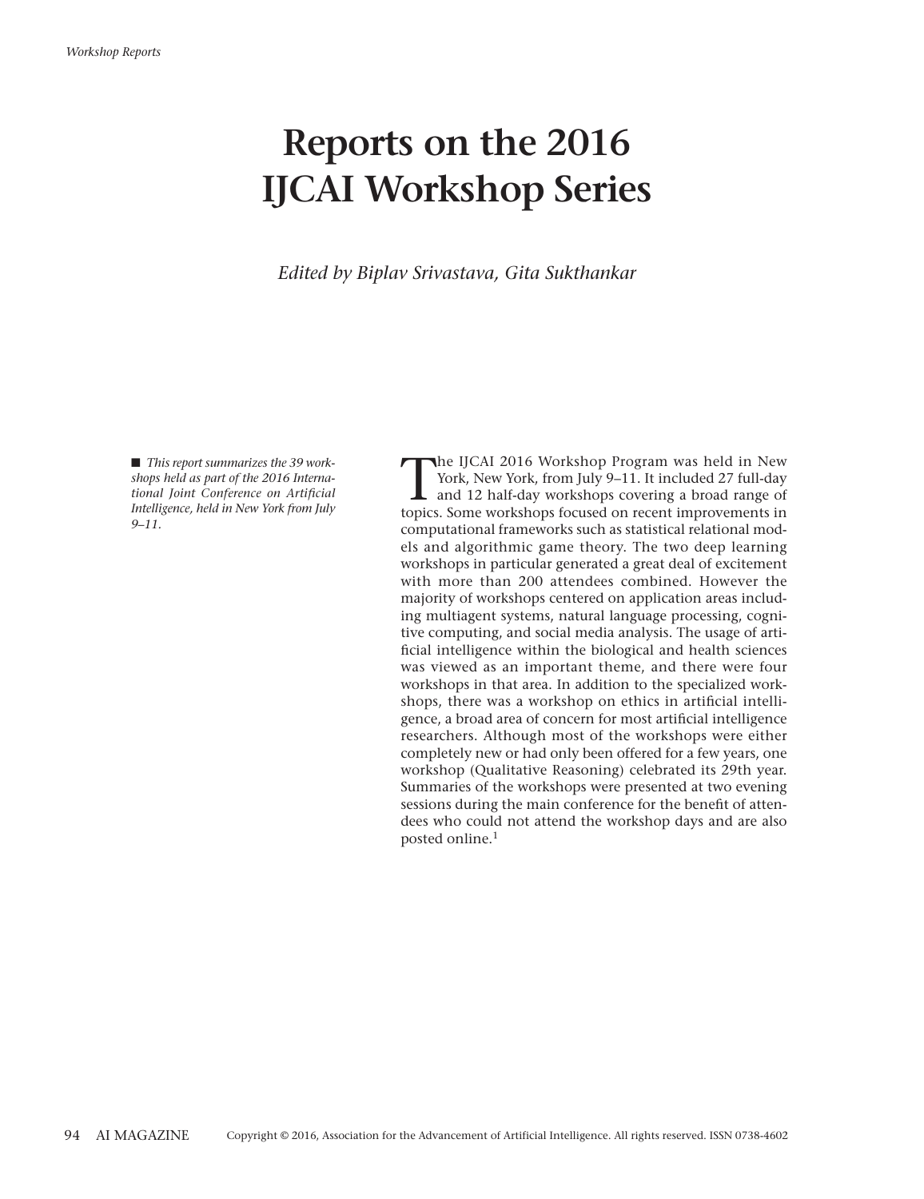# Reports on the 2016 IJCAI Workshop Series

*Edited by Biplav Srivastava, Gita Sukthankar*

■ *This report summarizes the 39 workshops held as part of the 2016 International Joint Conference on Artificial Intelligence, held in New York from July 9–11.*

The IJCAI 2016 Workshop Program was held in New York, New York, from July 9–11. It included 27 full-day and 12 half-day workshops covering a broad range of topics. Some workshops focused on recent improvements in computational frameworks such as statistical relational models and algorithmic game theory. The two deep learning workshops in particular generated a great deal of excitement with more than 200 attendees combined. However the majority of workshops centered on application areas including multiagent systems, natural language processing, cognitive computing, and social media analysis. The usage of artificial intelligence within the biological and health sciences was viewed as an important theme, and there were four workshops in that area. In addition to the specialized workshops, there was a workshop on ethics in artificial intelligence, a broad area of concern for most artificial intelligence researchers. Although most of the workshops were either completely new or had only been offered for a few years, one workshop (Qualitative Reasoning) celebrated its 29th year. Summaries of the workshops were presented at two evening sessions during the main conference for the benefit of attendees who could not attend the workshop days and are also posted online.[1]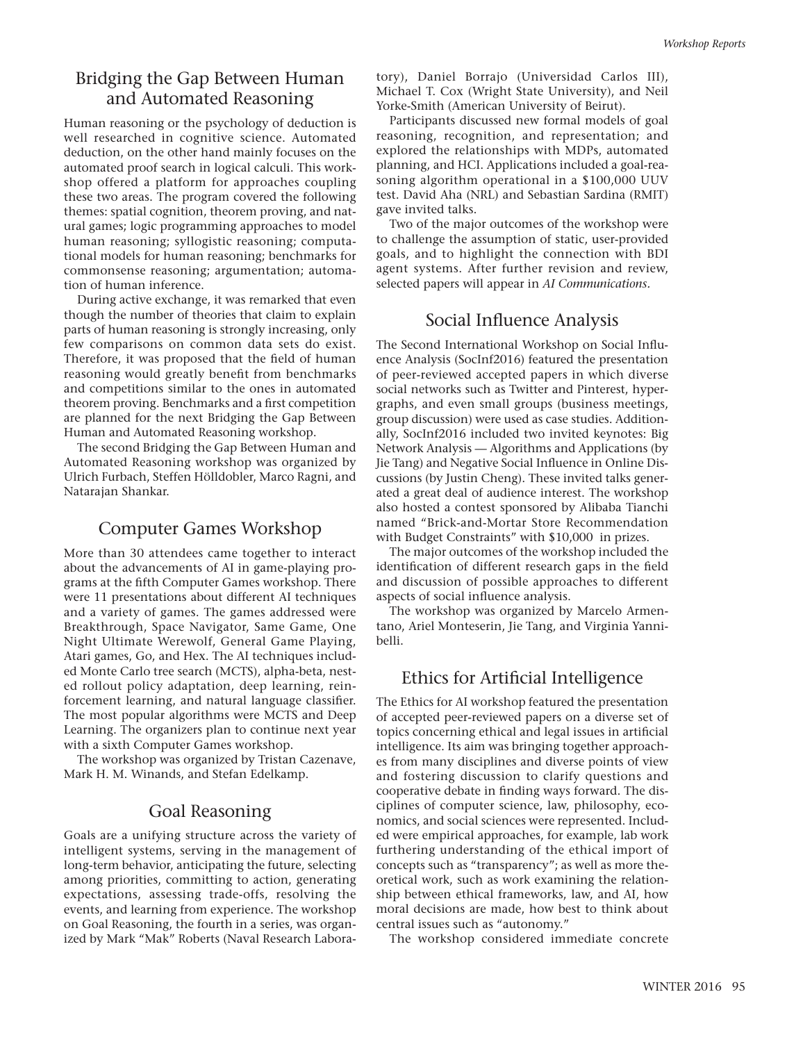## Bridging the Gap Between Human and Automated Reasoning

Human reasoning or the psychology of deduction is well researched in cognitive science. Automated deduction, on the other hand mainly focuses on the automated proof search in logical calculi. This workshop offered a platform for approaches coupling these two areas. The program covered the following themes: spatial cognition, theorem proving, and natural games; logic programming approaches to model human reasoning; syllogistic reasoning; computational models for human reasoning; benchmarks for commonsense reasoning; argumentation; automation of human inference.

During active exchange, it was remarked that even though the number of theories that claim to explain parts of human reasoning is strongly increasing, only few comparisons on common data sets do exist. Therefore, it was proposed that the field of human reasoning would greatly benefit from benchmarks and competitions similar to the ones in automated theorem proving. Benchmarks and a first competition are planned for the next Bridging the Gap Between Human and Automated Reasoning workshop.

The second Bridging the Gap Between Human and Automated Reasoning workshop was organized by Ulrich Furbach, Steffen Hölldobler, Marco Ragni, and Natarajan Shankar.

## Computer Games Workshop

More than 30 attendees came together to interact about the advancements of AI in game-playing programs at the fifth Computer Games workshop. There were 11 presentations about different AI techniques and a variety of games. The games addressed were Breakthrough, Space Navigator, Same Game, One Night Ultimate Werewolf, General Game Playing, Atari games, Go, and Hex. The AI techniques included Monte Carlo tree search (MCTS), alpha-beta, nested rollout policy adaptation, deep learning, reinforcement learning, and natural language classifier. The most popular algorithms were MCTS and Deep Learning. The organizers plan to continue next year with a sixth Computer Games workshop.

The workshop was organized by Tristan Cazenave, Mark H. M. Winands, and Stefan Edelkamp.

## Goal Reasoning

Goals are a unifying structure across the variety of intelligent systems, serving in the management of long-term behavior, anticipating the future, selecting among priorities, committing to action, generating expectations, assessing trade-offs, resolving the events, and learning from experience. The workshop on Goal Reasoning, the fourth in a series, was organized by Mark "Mak" Roberts (Naval Research Laboratory), Daniel Borrajo (Universidad Carlos III), Michael T. Cox (Wright State University), and Neil Yorke-Smith (American University of Beirut).

Participants discussed new formal models of goal reasoning, recognition, and representation; and explored the relationships with MDPs, automated planning, and HCI. Applications included a goal-reasoning algorithm operational in a $100,000 UUV test. David Aha (NRL) and Sebastian Sardina (RMIT) gave invited talks.

Two of the major outcomes of the workshop were to challenge the assumption of static, user-provided goals, and to highlight the connection with BDI agent systems. After further revision and review, selected papers will appear in *AI Communications.*

## Social Influence Analysis

The Second International Workshop on Social Influence Analysis (SocInf2016) featured the presentation of peer-reviewed accepted papers in which diverse social networks such as Twitter and Pinterest, hypergraphs, and even small groups (business meetings, group discussion) were used as case studies. Additionally, SocInf2016 included two invited keynotes: Big Network Analysis — Algorithms and Applications (by Jie Tang) and Negative Social Influence in Online Discussions (by Justin Cheng). These invited talks generated a great deal of audience interest. The workshop also hosted a contest sponsored by Alibaba Tianchi named "Brick-and-Mortar Store Recommendation with Budget Constraints" with $10,000 in prizes.

The major outcomes of the workshop included the identification of different research gaps in the field and discussion of possible approaches to different aspects of social influence analysis.

The workshop was organized by Marcelo Armentano, Ariel Monteserin, Jie Tang, and Virginia Yannibelli.

## Ethics for Artificial Intelligence

The Ethics for AI workshop featured the presentation of accepted peer-reviewed papers on a diverse set of topics concerning ethical and legal issues in artificial intelligence. Its aim was bringing together approaches from many disciplines and diverse points of view and fostering discussion to clarify questions and cooperative debate in finding ways forward. The disciplines of computer science, law, philosophy, economics, and social sciences were represented. Included were empirical approaches, for example, lab work furthering understanding of the ethical import of concepts such as "transparency"; as well as more theoretical work, such as work examining the relationship between ethical frameworks, law, and AI, how moral decisions are made, how best to think about central issues such as "autonomy."

The workshop considered immediate concrete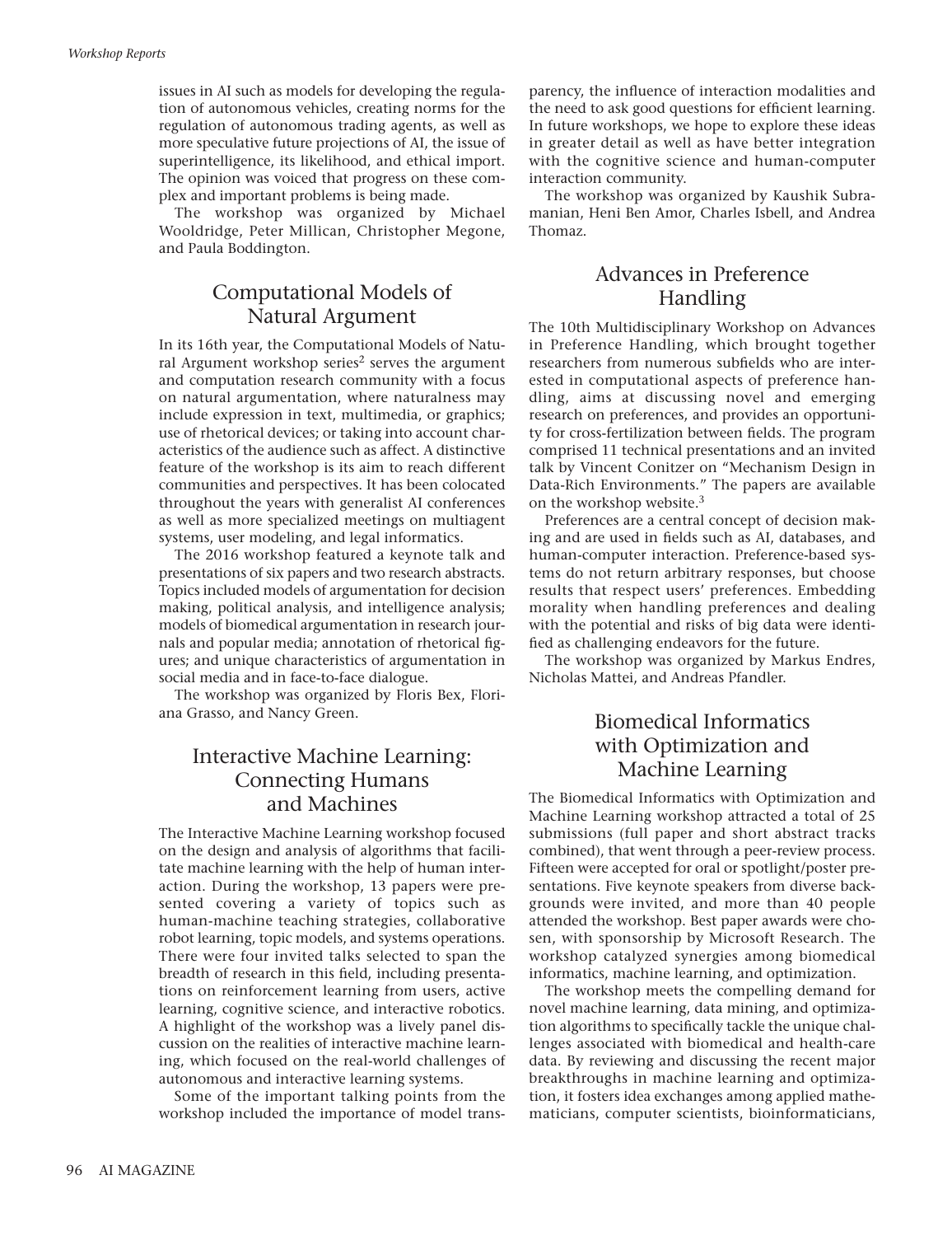issues in AI such as models for developing the regulation of autonomous vehicles, creating norms for the regulation of autonomous trading agents, as well as more speculative future projections of AI, the issue of superintelligence, its likelihood, and ethical import. The opinion was voiced that progress on these complex and important problems is being made.

The workshop was organized by Michael Wooldridge, Peter Millican, Christopher Megone, and Paula Boddington.

## Computational Models of Natural Argument

In its 16th year, the Computational Models of Natural Argument workshop series[2] serves the argument and computation research community with a focus on natural argumentation, where naturalness may include expression in text, multimedia, or graphics; use of rhetorical devices; or taking into account characteristics of the audience such as affect. A distinctive feature of the workshop is its aim to reach different communities and perspectives. It has been colocated throughout the years with generalist AI conferences as well as more specialized meetings on multiagent systems, user modeling, and legal informatics.

The 2016 workshop featured a keynote talk and presentations of six papers and two research abstracts. Topics included models of argumentation for decision making, political analysis, and intelligence analysis; models of biomedical argumentation in research journals and popular media; annotation of rhetorical figures; and unique characteristics of argumentation in social media and in face-to-face dialogue.

The workshop was organized by Floris Bex, Floriana Grasso, and Nancy Green.

## Interactive Machine Learning: Connecting Humans and Machines

The Interactive Machine Learning workshop focused on the design and analysis of algorithms that facilitate machine learning with the help of human interaction. During the workshop, 13 papers were presented covering a variety of topics such as human-machine teaching strategies, collaborative robot learning, topic models, and systems operations. There were four invited talks selected to span the breadth of research in this field, including presentations on reinforcement learning from users, active learning, cognitive science, and interactive robotics. A highlight of the workshop was a lively panel discussion on the realities of interactive machine learning, which focused on the real-world challenges of autonomous and interactive learning systems.

Some of the important talking points from the workshop included the importance of model transparency, the influence of interaction modalities and the need to ask good questions for efficient learning. In future workshops, we hope to explore these ideas in greater detail as well as have better integration with the cognitive science and human-computer interaction community.

The workshop was organized by Kaushik Subramanian, Heni Ben Amor, Charles Isbell, and Andrea Thomaz.

## Advances in Preference Handling

The 10th Multidisciplinary Workshop on Advances in Preference Handling, which brought together researchers from numerous subfields who are interested in computational aspects of preference handling, aims at discussing novel and emerging research on preferences, and provides an opportunity for cross-fertilization between fields. The program comprised 11 technical presentations and an invited talk by Vincent Conitzer on "Mechanism Design in Data-Rich Environments." The papers are available on the workshop website.[3]

Preferences are a central concept of decision making and are used in fields such as AI, databases, and human-computer interaction. Preference-based systems do not return arbitrary responses, but choose results that respect users' preferences. Embedding morality when handling preferences and dealing with the potential and risks of big data were identified as challenging endeavors for the future.

The workshop was organized by Markus Endres, Nicholas Mattei, and Andreas Pfandler.

## Biomedical Informatics with Optimization and Machine Learning

The Biomedical Informatics with Optimization and Machine Learning workshop attracted a total of 25 submissions (full paper and short abstract tracks combined), that went through a peer-review process. Fifteen were accepted for oral or spotlight/poster presentations. Five keynote speakers from diverse backgrounds were invited, and more than 40 people attended the workshop. Best paper awards were chosen, with sponsorship by Microsoft Research. The workshop catalyzed synergies among biomedical informatics, machine learning, and optimization.

The workshop meets the compelling demand for novel machine learning, data mining, and optimization algorithms to specifically tackle the unique challenges associated with biomedical and health-care data. By reviewing and discussing the recent major breakthroughs in machine learning and optimization, it fosters idea exchanges among applied mathematicians, computer scientists, bioinformaticians,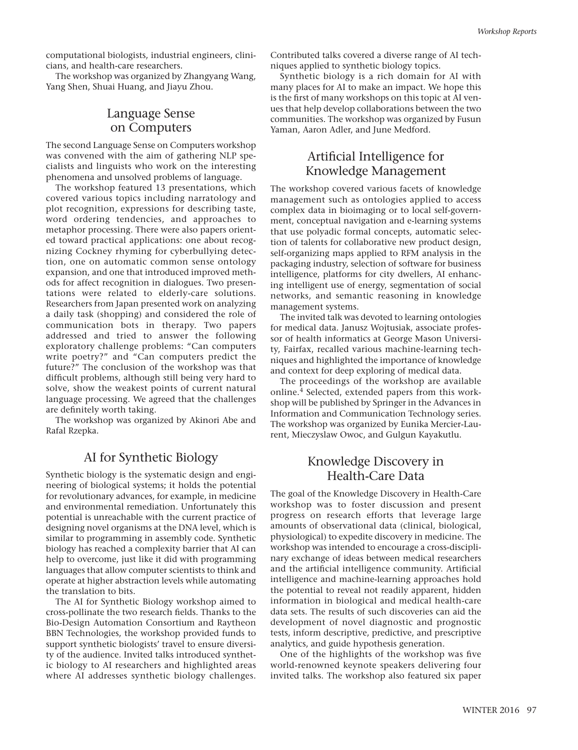computational biologists, industrial engineers, clinicians, and health-care researchers.

The workshop was organized by Zhangyang Wang, Yang Shen, Shuai Huang, and Jiayu Zhou.

## Language Sense on Computers

The second Language Sense on Computers workshop was convened with the aim of gathering NLP specialists and linguists who work on the interesting phenomena and unsolved problems of language.

The workshop featured 13 presentations, which covered various topics including narratology and plot recognition, expressions for describing taste, word ordering tendencies, and approaches to metaphor processing. There were also papers oriented toward practical applications: one about recognizing Cockney rhyming for cyberbullying detection, one on automatic common sense ontology expansion, and one that introduced improved methods for affect recognition in dialogues. Two presentations were related to elderly-care solutions. Researchers from Japan presented work on analyzing a daily task (shopping) and considered the role of communication bots in therapy. Two papers addressed and tried to answer the following exploratory challenge problems: "Can computers write poetry?" and "Can computers predict the future?" The conclusion of the workshop was that difficult problems, although still being very hard to solve, show the weakest points of current natural language processing. We agreed that the challenges are definitely worth taking.

The workshop was organized by Akinori Abe and Rafal Rzepka.

## AI for Synthetic Biology

Synthetic biology is the systematic design and engineering of biological systems; it holds the potential for revolutionary advances, for example, in medicine and environmental remediation. Unfortunately this potential is unreachable with the current practice of designing novel organisms at the DNA level, which is similar to programming in assembly code. Synthetic biology has reached a complexity barrier that AI can help to overcome, just like it did with programming languages that allow computer scientists to think and operate at higher abstraction levels while automating the translation to bits.

The AI for Synthetic Biology workshop aimed to cross-pollinate the two research fields. Thanks to the Bio-Design Automation Consortium and Raytheon BBN Technologies, the workshop provided funds to support synthetic biologists' travel to ensure diversity of the audience. Invited talks introduced synthetic biology to AI researchers and highlighted areas where AI addresses synthetic biology challenges. Contributed talks covered a diverse range of AI techniques applied to synthetic biology topics.

Synthetic biology is a rich domain for AI with many places for AI to make an impact. We hope this is the first of many workshops on this topic at AI venues that help develop collaborations between the two communities. The workshop was organized by Fusun Yaman, Aaron Adler, and June Medford.

## Artificial Intelligence for Knowledge Management

The workshop covered various facets of knowledge management such as ontologies applied to access complex data in bioimaging or to local self-government, conceptual navigation and e-learning systems that use polyadic formal concepts, automatic selection of talents for collaborative new product design, self-organizing maps applied to RFM analysis in the packaging industry, selection of software for business intelligence, platforms for city dwellers, AI enhancing intelligent use of energy, segmentation of social networks, and semantic reasoning in knowledge management systems.

The invited talk was devoted to learning ontologies for medical data. Janusz Wojtusiak, associate professor of health informatics at George Mason University, Fairfax, recalled various machine-learning techniques and highlighted the importance of knowledge and context for deep exploring of medical data.

The proceedings of the workshop are available online.[4] Selected, extended papers from this workshop will be published by Springer in the Advances in Information and Communication Technology series. The workshop was organized by Eunika Mercier-Laurent, Mieczyslaw Owoc, and Gulgun Kayakutlu.

## Knowledge Discovery in Health-Care Data

The goal of the Knowledge Discovery in Health-Care workshop was to foster discussion and present progress on research efforts that leverage large amounts of observational data (clinical, biological, physiological) to expedite discovery in medicine. The workshop was intended to encourage a cross-disciplinary exchange of ideas between medical researchers and the artificial intelligence community. Artificial intelligence and machine-learning approaches hold the potential to reveal not readily apparent, hidden information in biological and medical health-care data sets. The results of such discoveries can aid the development of novel diagnostic and prognostic tests, inform descriptive, predictive, and prescriptive analytics, and guide hypothesis generation.

One of the highlights of the workshop was five world-renowned keynote speakers delivering four invited talks. The workshop also featured six paper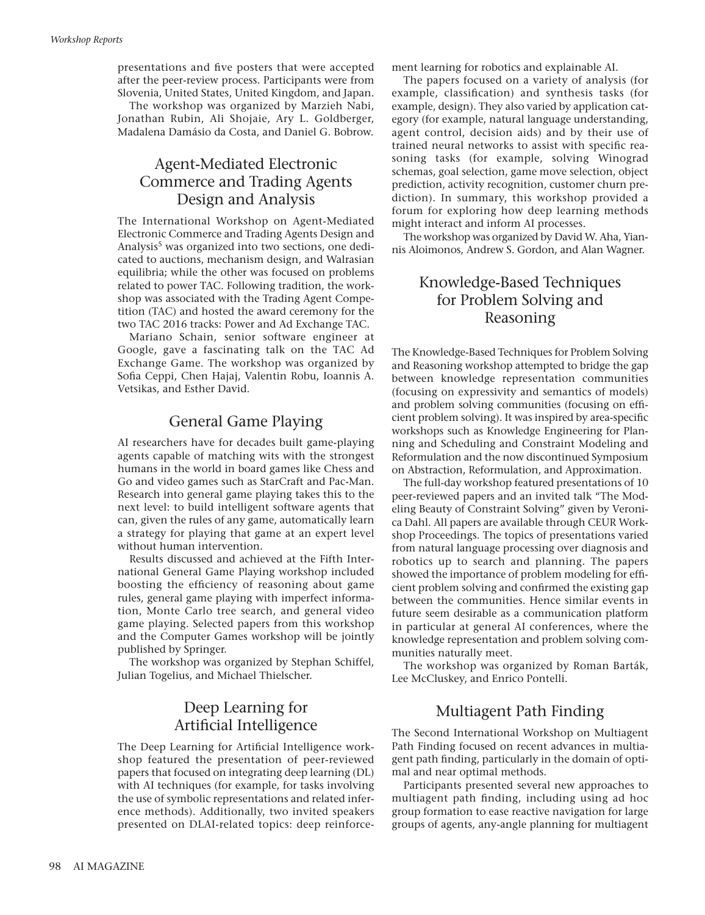presentations and five posters that were accepted after the peer-review process. Participants were from Slovenia, United States, United Kingdom, and Japan.

The workshop was organized by Marzieh Nabi, Jonathan Rubin, Ali Shojaie, Ary L. Goldberger, Madalena Damásio da Costa, and Daniel G. Bobrow.

## Agent-Mediated Electronic Commerce and Trading Agents Design and Analysis

The International Workshop on Agent-Mediated Electronic Commerce and Trading Agents Design and Analysis[5] was organized into two sections, one dedicated to auctions, mechanism design, and Walrasian equilibria; while the other was focused on problems related to power TAC. Following tradition, the workshop was associated with the Trading Agent Competition (TAC) and hosted the award ceremony for the two TAC 2016 tracks: Power and Ad Exchange TAC.

Mariano Schain, senior software engineer at Google, gave a fascinating talk on the TAC Ad Exchange Game. The workshop was organized by Sofia Ceppi, Chen Hajaj, Valentin Robu, Ioannis A. Vetsikas, and Esther David.

## General Game Playing

AI researchers have for decades built game-playing agents capable of matching wits with the strongest humans in the world in board games like Chess and Go and video games such as StarCraft and Pac-Man. Research into general game playing takes this to the next level: to build intelligent software agents that can, given the rules of any game, automatically learn a strategy for playing that game at an expert level without human intervention.

Results discussed and achieved at the Fifth International General Game Playing workshop included boosting the efficiency of reasoning about game rules, general game playing with imperfect information, Monte Carlo tree search, and general video game playing. Selected papers from this workshop and the Computer Games workshop will be jointly published by Springer.

The workshop was organized by Stephan Schiffel, Julian Togelius, and Michael Thielscher.

## Deep Learning for Artificial Intelligence

The Deep Learning for Artificial Intelligence workshop featured the presentation of peer-reviewed papers that focused on integrating deep learning (DL) with AI techniques (for example, for tasks involving the use of symbolic representations and related inference methods). Additionally, two invited speakers presented on DLAI-related topics: deep reinforcement learning for robotics and explainable AI.

The papers focused on a variety of analysis (for example, classification) and synthesis tasks (for example, design). They also varied by application category (for example, natural language understanding, agent control, decision aids) and by their use of trained neural networks to assist with specific reasoning tasks (for example, solving Winograd schemas, goal selection, game move selection, object prediction, activity recognition, customer churn prediction). In summary, this workshop provided a forum for exploring how deep learning methods might interact and inform AI processes.

The workshop was organized by David W. Aha, Yiannis Aloimonos, Andrew S. Gordon, and Alan Wagner.

## Knowledge-Based Techniques for Problem Solving and Reasoning

The Knowledge-Based Techniques for Problem Solving and Reasoning workshop attempted to bridge the gap between knowledge representation communities (focusing on expressivity and semantics of models) and problem solving communities (focusing on efficient problem solving). It was inspired by area-specific workshops such as Knowledge Engineering for Planning and Scheduling and Constraint Modeling and Reformulation and the now discontinued Symposium on Abstraction, Reformulation, and Approximation.

The full-day workshop featured presentations of 10 peer-reviewed papers and an invited talk "The Modeling Beauty of Constraint Solving" given by Veronica Dahl. All papers are available through CEUR Workshop Proceedings. The topics of presentations varied from natural language processing over diagnosis and robotics up to search and planning. The papers showed the importance of problem modeling for efficient problem solving and confirmed the existing gap between the communities. Hence similar events in future seem desirable as a communication platform in particular at general AI conferences, where the knowledge representation and problem solving communities naturally meet.

The workshop was organized by Roman Barták, Lee McCluskey, and Enrico Pontelli.

## Multiagent Path Finding

The Second International Workshop on Multiagent Path Finding focused on recent advances in multiagent path finding, particularly in the domain of optimal and near optimal methods.

Participants presented several new approaches to multiagent path finding, including using ad hoc group formation to ease reactive navigation for large groups of agents, any-angle planning for multiagent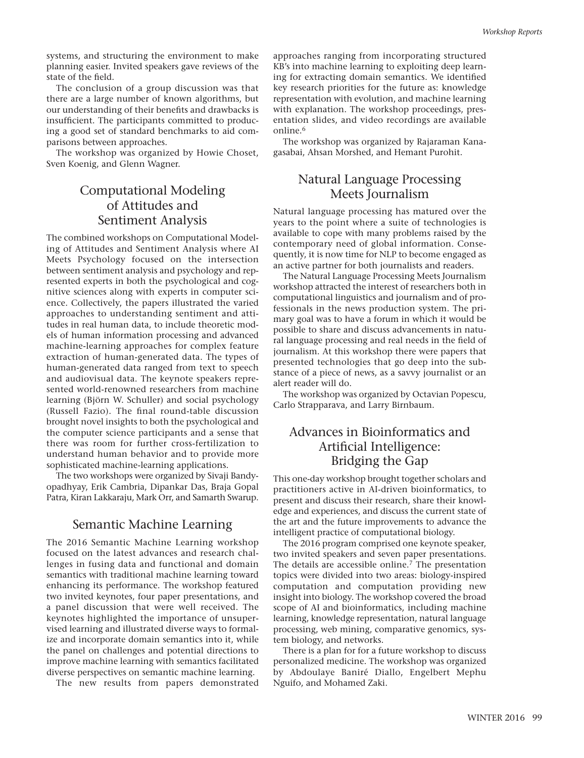systems, and structuring the environment to make planning easier. Invited speakers gave reviews of the state of the field.

The conclusion of a group discussion was that there are a large number of known algorithms, but our understanding of their benefits and drawbacks is insufficient. The participants committed to producing a good set of standard benchmarks to aid comparisons between approaches.

The workshop was organized by Howie Choset, Sven Koenig, and Glenn Wagner.

## Computational Modeling of Attitudes and Sentiment Analysis

The combined workshops on Computational Modeling of Attitudes and Sentiment Analysis where AI Meets Psychology focused on the intersection between sentiment analysis and psychology and represented experts in both the psychological and cognitive sciences along with experts in computer science. Collectively, the papers illustrated the varied approaches to understanding sentiment and attitudes in real human data, to include theoretic models of human information processing and advanced machine-learning approaches for complex feature extraction of human-generated data. The types of human-generated data ranged from text to speech and audiovisual data. The keynote speakers represented world-renowned researchers from machine learning (Björn W. Schuller) and social psychology (Russell Fazio). The final round-table discussion brought novel insights to both the psychological and the computer science participants and a sense that there was room for further cross-fertilization to understand human behavior and to provide more sophisticated machine-learning applications.

The two workshops were organized by Sivaji Bandyopadhyay, Erik Cambria, Dipankar Das, Braja Gopal Patra, Kiran Lakkaraju, Mark Orr, and Samarth Swarup.

## Semantic Machine Learning

The 2016 Semantic Machine Learning workshop focused on the latest advances and research challenges in fusing data and functional and domain semantics with traditional machine learning toward enhancing its performance. The workshop featured two invited keynotes, four paper presentations, and a panel discussion that were well received. The keynotes highlighted the importance of unsupervised learning and illustrated diverse ways to formalize and incorporate domain semantics into it, while the panel on challenges and potential directions to improve machine learning with semantics facilitated diverse perspectives on semantic machine learning.

The new results from papers demonstrated approaches ranging from incorporating structured KB's into machine learning to exploiting deep learning for extracting domain semantics. We identified key research priorities for the future as: knowledge representation with evolution, and machine learning with explanation. The workshop proceedings, presentation slides, and video recordings are available online.[6]

The workshop was organized by Rajaraman Kanagasabai, Ahsan Morshed, and Hemant Purohit.

## Natural Language Processing Meets Journalism

Natural language processing has matured over the years to the point where a suite of technologies is available to cope with many problems raised by the contemporary need of global information. Consequently, it is now time for NLP to become engaged as an active partner for both journalists and readers.

The Natural Language Processing Meets Journalism workshop attracted the interest of researchers both in computational linguistics and journalism and of professionals in the news production system. The primary goal was to have a forum in which it would be possible to share and discuss advancements in natural language processing and real needs in the field of journalism. At this workshop there were papers that presented technologies that go deep into the substance of a piece of news, as a savvy journalist or an alert reader will do.

The workshop was organized by Octavian Popescu, Carlo Strapparava, and Larry Birnbaum.

## Advances in Bioinformatics and Artificial Intelligence: Bridging the Gap

This one-day workshop brought together scholars and practitioners active in AI-driven bioinformatics, to present and discuss their research, share their knowledge and experiences, and discuss the current state of the art and the future improvements to advance the intelligent practice of computational biology.

The 2016 program comprised one keynote speaker, two invited speakers and seven paper presentations. The details are accessible online.[7] The presentation topics were divided into two areas: biology-inspired computation and computation providing new insight into biology. The workshop covered the broad scope of AI and bioinformatics, including machine learning, knowledge representation, natural language processing, web mining, comparative genomics, system biology, and networks.

There is a plan for for a future workshop to discuss personalized medicine. The workshop was organized by Abdoulaye Baniré Diallo, Engelbert Mephu Nguifo, and Mohamed Zaki.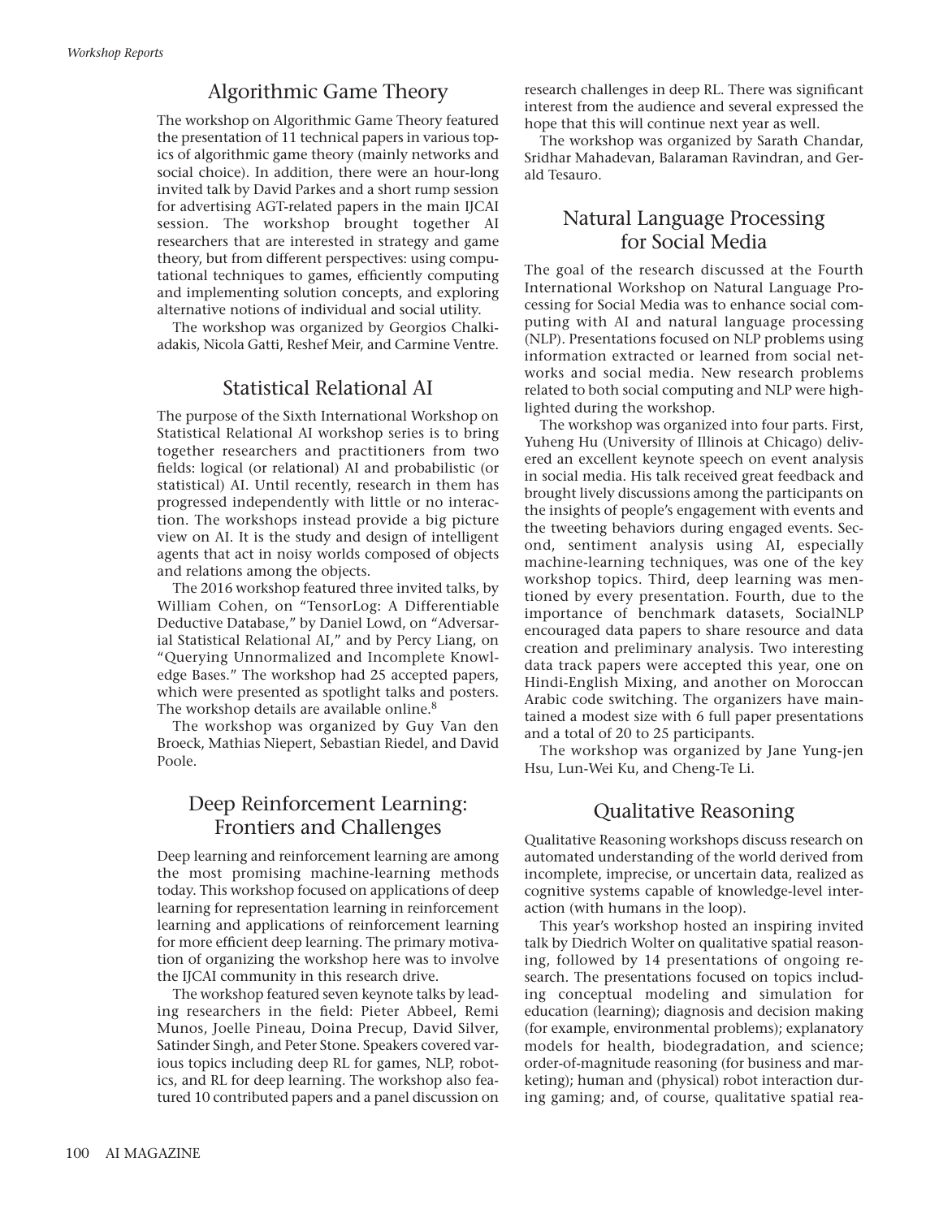## Algorithmic Game Theory

The workshop on Algorithmic Game Theory featured the presentation of 11 technical papers in various topics of algorithmic game theory (mainly networks and social choice). In addition, there were an hour-long invited talk by David Parkes and a short rump session for advertising AGT-related papers in the main IJCAI session. The workshop brought together AI researchers that are interested in strategy and game theory, but from different perspectives: using computational techniques to games, efficiently computing and implementing solution concepts, and exploring alternative notions of individual and social utility.

The workshop was organized by Georgios Chalkiadakis, Nicola Gatti, Reshef Meir, and Carmine Ventre.

## Statistical Relational AI

The purpose of the Sixth International Workshop on Statistical Relational AI workshop series is to bring together researchers and practitioners from two fields: logical (or relational) AI and probabilistic (or statistical) AI. Until recently, research in them has progressed independently with little or no interaction. The workshops instead provide a big picture view on AI. It is the study and design of intelligent agents that act in noisy worlds composed of objects and relations among the objects.

The 2016 workshop featured three invited talks, by William Cohen, on "TensorLog: A Differentiable Deductive Database," by Daniel Lowd, on "Adversarial Statistical Relational AI," and by Percy Liang, on "Querying Unnormalized and Incomplete Knowledge Bases." The workshop had 25 accepted papers, which were presented as spotlight talks and posters. The workshop details are available online.[8]

The workshop was organized by Guy Van den Broeck, Mathias Niepert, Sebastian Riedel, and David Poole.

## Deep Reinforcement Learning: Frontiers and Challenges

Deep learning and reinforcement learning are among the most promising machine-learning methods today. This workshop focused on applications of deep learning for representation learning in reinforcement learning and applications of reinforcement learning for more efficient deep learning. The primary motivation of organizing the workshop here was to involve the IJCAI community in this research drive.

The workshop featured seven keynote talks by leading researchers in the field: Pieter Abbeel, Remi Munos, Joelle Pineau, Doina Precup, David Silver, Satinder Singh, and Peter Stone. Speakers covered various topics including deep RL for games, NLP, robotics, and RL for deep learning. The workshop also featured 10 contributed papers and a panel discussion on research challenges in deep RL. There was significant interest from the audience and several expressed the hope that this will continue next year as well.

The workshop was organized by Sarath Chandar, Sridhar Mahadevan, Balaraman Ravindran, and Gerald Tesauro.

## Natural Language Processing for Social Media

The goal of the research discussed at the Fourth International Workshop on Natural Language Processing for Social Media was to enhance social computing with AI and natural language processing (NLP). Presentations focused on NLP problems using information extracted or learned from social networks and social media. New research problems related to both social computing and NLP were highlighted during the workshop.

The workshop was organized into four parts. First, Yuheng Hu (University of Illinois at Chicago) delivered an excellent keynote speech on event analysis in social media. His talk received great feedback and brought lively discussions among the participants on the insights of people's engagement with events and the tweeting behaviors during engaged events. Second, sentiment analysis using AI, especially machine-learning techniques, was one of the key workshop topics. Third, deep learning was mentioned by every presentation. Fourth, due to the importance of benchmark datasets, SocialNLP encouraged data papers to share resource and data creation and preliminary analysis. Two interesting data track papers were accepted this year, one on Hindi-English Mixing, and another on Moroccan Arabic code switching. The organizers have maintained a modest size with 6 full paper presentations and a total of 20 to 25 participants.

The workshop was organized by Jane Yung-jen Hsu, Lun-Wei Ku, and Cheng-Te Li.

## Qualitative Reasoning

Qualitative Reasoning workshops discuss research on automated understanding of the world derived from incomplete, imprecise, or uncertain data, realized as cognitive systems capable of knowledge-level interaction (with humans in the loop).

This year's workshop hosted an inspiring invited talk by Diedrich Wolter on qualitative spatial reasoning, followed by 14 presentations of ongoing research. The presentations focused on topics including conceptual modeling and simulation for education (learning); diagnosis and decision making (for example, environmental problems); explanatory models for health, biodegradation, and science; order-of-magnitude reasoning (for business and marketing); human and (physical) robot interaction during gaming; and, of course, qualitative spatial rea-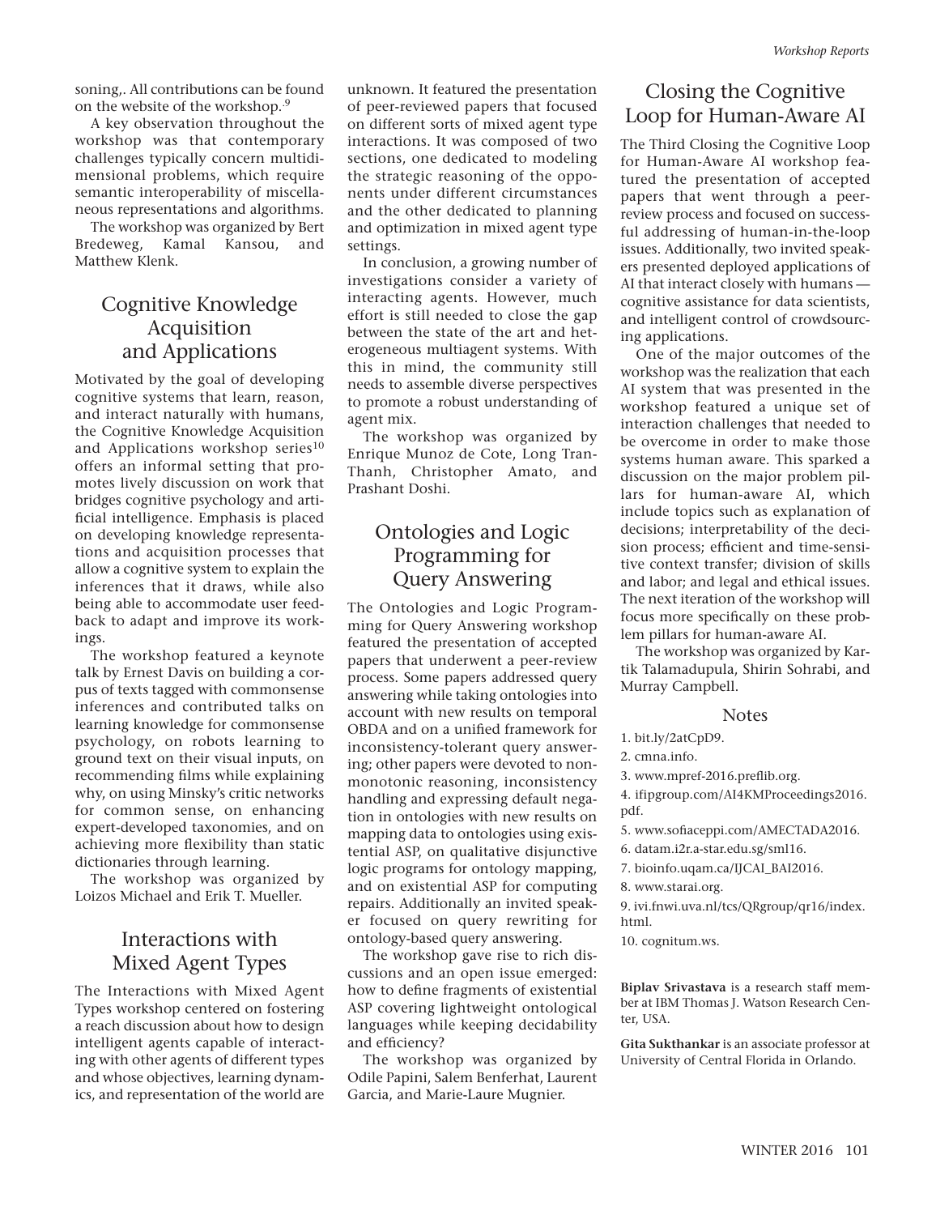soning,. All contributions can be found on the website of the workshop.[9]

A key observation throughout the workshop was that contemporary challenges typically concern multidimensional problems, which require semantic interoperability of miscellaneous representations and algorithms.

The workshop was organized by Bert Bredeweg, Kamal Kansou, and Matthew Klenk.

## Cognitive Knowledge Acquisition and Applications

Motivated by the goal of developing cognitive systems that learn, reason, and interact naturally with humans, the Cognitive Knowledge Acquisition and Applications workshop series[10] offers an informal setting that promotes lively discussion on work that bridges cognitive psychology and artificial intelligence. Emphasis is placed on developing knowledge representations and acquisition processes that allow a cognitive system to explain the inferences that it draws, while also being able to accommodate user feedback to adapt and improve its workings.

The workshop featured a keynote talk by Ernest Davis on building a corpus of texts tagged with commonsense inferences and contributed talks on learning knowledge for commonsense psychology, on robots learning to ground text on their visual inputs, on recommending films while explaining why, on using Minsky's critic networks for common sense, on enhancing expert-developed taxonomies, and on achieving more flexibility than static dictionaries through learning.

The workshop was organized by Loizos Michael and Erik T. Mueller.

## Interactions with Mixed Agent Types

The Interactions with Mixed Agent Types workshop centered on fostering a reach discussion about how to design intelligent agents capable of interacting with other agents of different types and whose objectives, learning dynamics, and representation of the world are unknown. It featured the presentation of peer-reviewed papers that focused on different sorts of mixed agent type interactions. It was composed of two sections, one dedicated to modeling the strategic reasoning of the opponents under different circumstances and the other dedicated to planning and optimization in mixed agent type settings.

In conclusion, a growing number of investigations consider a variety of interacting agents. However, much effort is still needed to close the gap between the state of the art and heterogeneous multiagent systems. With this in mind, the community still needs to assemble diverse perspectives to promote a robust understanding of agent mix.

The workshop was organized by Enrique Munoz de Cote, Long Tran-Thanh, Christopher Amato, and Prashant Doshi.

## Ontologies and Logic Programming for Query Answering

The Ontologies and Logic Programming for Query Answering workshop featured the presentation of accepted papers that underwent a peer-review process. Some papers addressed query answering while taking ontologies into account with new results on temporal OBDA and on a unified framework for inconsistency-tolerant query answering; other papers were devoted to nonmonotonic reasoning, inconsistency handling and expressing default negation in ontologies with new results on mapping data to ontologies using existential ASP, on qualitative disjunctive logic programs for ontology mapping, and on existential ASP for computing repairs. Additionally an invited speaker focused on query rewriting for ontology-based query answering.

The workshop gave rise to rich discussions and an open issue emerged: how to define fragments of existential ASP covering lightweight ontological languages while keeping decidability and efficiency?

The workshop was organized by Odile Papini, Salem Benferhat, Laurent Garcia, and Marie-Laure Mugnier.

## Closing the Cognitive Loop for Human-Aware AI

The Third Closing the Cognitive Loop for Human-Aware AI workshop featured the presentation of accepted papers that went through a peer-review process and focused on successful addressing of human-in-the-loop issues. Additionally, two invited speakers presented deployed applications of AI that interact closely with humans — cognitive assistance for data scientists, and intelligent control of crowdsourcing applications.

One of the major outcomes of the workshop was the realization that each AI system that was presented in the workshop featured a unique set of interaction challenges that needed to be overcome in order to make those systems human aware. This sparked a discussion on the major problem pillars for human-aware AI, which include topics such as explanation of decisions; interpretability of the decision process; efficient and time-sensitive context transfer; division of skills and labor; and legal and ethical issues. The next iteration of the workshop will focus more specifically on these problem pillars for human-aware AI.

The workshop was organized by Kartik Talamadupula, Shirin Sohrabi, and Murray Campbell.

### Notes

1. bit.ly/2atCpD9.
2. cmna.info.
3. www.mpref-2016.preflib.org.
4. ifipgroup.com/AI4KMProceedings2016.pdf.
5. www.sofiaceppi.com/AMECTADA2016.
6. datam.i2r.a-star.edu.sg/sml16.
7. bioinfo.uqam.ca/IJCAI_BAI2016.
8. www.starai.org.
9. ivi.fnwi.uva.nl/tcs/QRgroup/qr16/index.html.
10. cognitum.ws.

**Biplav Srivastava** is a research staff member at IBM Thomas J. Watson Research Center, USA.

**Gita Sukthankar** is an associate professor at University of Central Florida in Orlando.